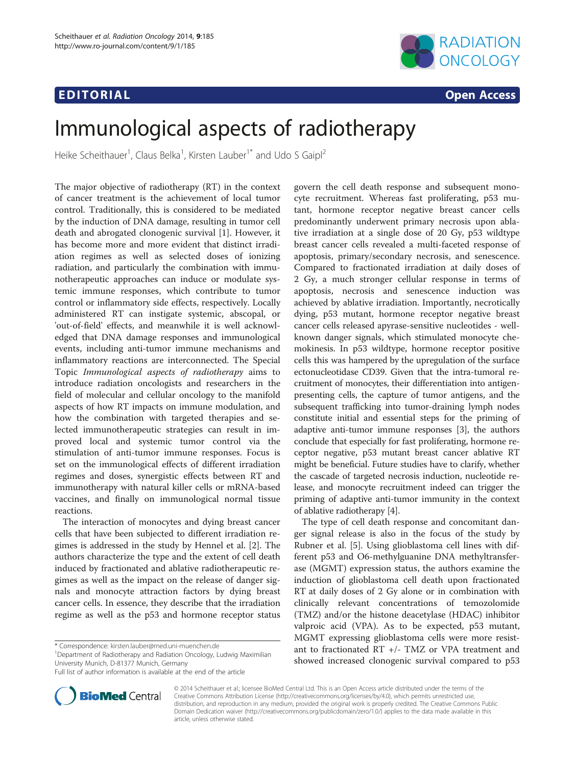EDITORIAL Open Access

# Immunological aspects of radiotherapy

Heike Scheithauer[1], Claus Belka[1], Kirsten Lauber[1*] and Udo S Gaipl[2]

The major objective of radiotherapy (RT) in the context of cancer treatment is the achievement of local tumor control. Traditionally, this is considered to be mediated by the induction of DNA damage, resulting in tumor cell death and abrogated clonogenic survival [1]. However, it has become more and more evident that distinct irradiation regimes as well as selected doses of ionizing radiation, and particularly the combination with immunotherapeutic approaches can induce or modulate systemic immune responses, which contribute to tumor control or inflammatory side effects, respectively. Locally administered RT can instigate systemic, abscopal, or 'out-of-field' effects, and meanwhile it is well acknowledged that DNA damage responses and immunological events, including anti-tumor immune mechanisms and inflammatory reactions are interconnected. The Special Topic *Immunological aspects of radiotherapy* aims to introduce radiation oncologists and researchers in the field of molecular and cellular oncology to the manifold aspects of how RT impacts on immune modulation, and how the combination with targeted therapies and selected immunotherapeutic strategies can result in improved local and systemic tumor control via the stimulation of anti-tumor immune responses. Focus is set on the immunological effects of different irradiation regimes and doses, synergistic effects between RT and immunotherapy with natural killer cells or mRNA-based vaccines, and finally on immunological normal tissue reactions.

The interaction of monocytes and dying breast cancer cells that have been subjected to different irradiation regimes is addressed in the study by Hennel et al. [2]. The authors characterize the type and the extent of cell death induced by fractionated and ablative radiotherapeutic regimes as well as the impact on the release of danger signals and monocyte attraction factors by dying breast cancer cells. In essence, they describe that the irradiation regime as well as the p53 and hormone receptor status govern the cell death response and subsequent monocyte recruitment. Whereas fast proliferating, p53 mutant, hormone receptor negative breast cancer cells predominantly underwent primary necrosis upon ablative irradiation at a single dose of 20 Gy, p53 wildtype breast cancer cells revealed a multi-faceted response of apoptosis, primary/secondary necrosis, and senescence. Compared to fractionated irradiation at daily doses of 2 Gy, a much stronger cellular response in terms of apoptosis, necrosis and senescence induction was achieved by ablative irradiation. Importantly, necrotically dying, p53 mutant, hormone receptor negative breast cancer cells released apyrase-sensitive nucleotides - well-known danger signals, which stimulated monocyte chemokinesis. In p53 wildtype, hormone receptor positive cells this was hampered by the upregulation of the surface ectonucleotidase CD39. Given that the intra-tumoral recruitment of monocytes, their differentiation into antigen-presenting cells, the capture of tumor antigens, and the subsequent trafficking into tumor-draining lymph nodes constitute initial and essential steps for the priming of adaptive anti-tumor immune responses [3], the authors conclude that especially for fast proliferating, hormone receptor negative, p53 mutant breast cancer ablative RT might be beneficial. Future studies have to clarify, whether the cascade of targeted necrosis induction, nucleotide release, and monocyte recruitment indeed can trigger the priming of adaptive anti-tumor immunity in the context of ablative radiotherapy [4].

The type of cell death response and concomitant danger signal release is also in the focus of the study by Rubner et al. [5]. Using glioblastoma cell lines with different p53 and O6-methylguanine DNA methyltransferase (MGMT) expression status, the authors examine the induction of glioblastoma cell death upon fractionated RT at daily doses of 2 Gy alone or in combination with clinically relevant concentrations of temozolomide (TMZ) and/or the histone deacetylase (HDAC) inhibitor valproic acid (VPA). As to be expected, p53 mutant, MGMT expressing glioblastoma cells were more resistant to fractionated RT +/- TMZ or VPA treatment and showed increased clonogenic survival compared to p53

\* Correspondence: kirsten.lauber@med.uni-muenchen.de
[1]Department of Radiotherapy and Radiation Oncology, Ludwig Maximilian University Munich, D-81377 Munich, Germany
Full list of author information is available at the end of the article

© 2014 Scheithauer et al.; licensee BioMed Central Ltd. This is an Open Access article distributed under the terms of the Creative Commons Attribution License (http://creativecommons.org/licenses/by/4.0), which permits unrestricted use, distribution, and reproduction in any medium, provided the original work is properly credited. The Creative Commons Public Domain Dedication waiver (http://creativecommons.org/publicdomain/zero/1.0/) applies to the data made available in this article, unless otherwise stated.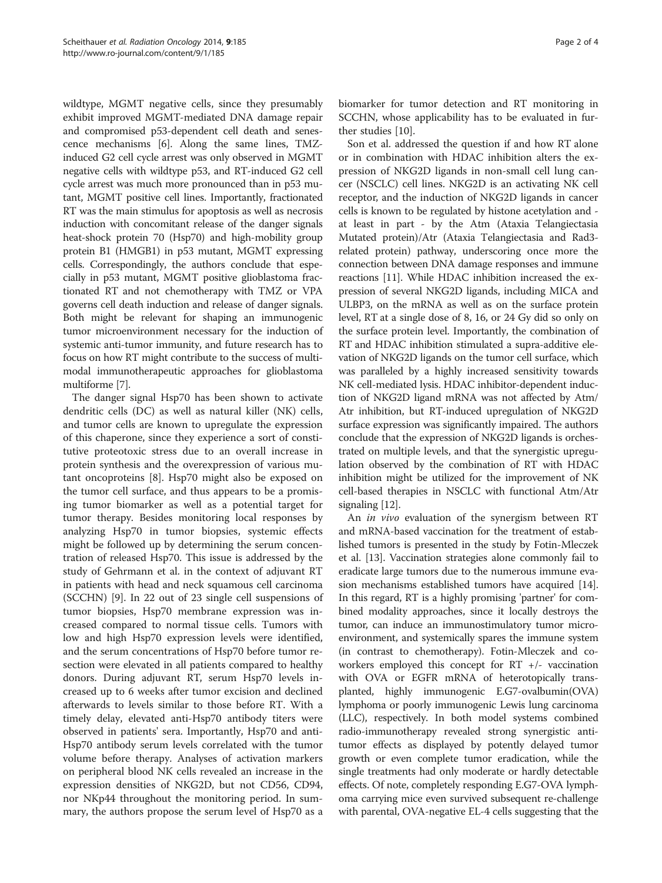wildtype, MGMT negative cells, since they presumably exhibit improved MGMT-mediated DNA damage repair and compromised p53-dependent cell death and senescence mechanisms [6]. Along the same lines, TMZ-induced G2 cell cycle arrest was only observed in MGMT negative cells with wildtype p53, and RT-induced G2 cell cycle arrest was much more pronounced than in p53 mutant, MGMT positive cell lines. Importantly, fractionated RT was the main stimulus for apoptosis as well as necrosis induction with concomitant release of the danger signals heat-shock protein 70 (Hsp70) and high-mobility group protein B1 (HMGB1) in p53 mutant, MGMT expressing cells. Correspondingly, the authors conclude that especially in p53 mutant, MGMT positive glioblastoma fractionated RT and not chemotherapy with TMZ or VPA governs cell death induction and release of danger signals. Both might be relevant for shaping an immunogenic tumor microenvironment necessary for the induction of systemic anti-tumor immunity, and future research has to focus on how RT might contribute to the success of multimodal immunotherapeutic approaches for glioblastoma multiforme [7].

The danger signal Hsp70 has been shown to activate dendritic cells (DC) as well as natural killer (NK) cells, and tumor cells are known to upregulate the expression of this chaperone, since they experience a sort of constitutive proteotoxic stress due to an overall increase in protein synthesis and the overexpression of various mutant oncoproteins [8]. Hsp70 might also be exposed on the tumor cell surface, and thus appears to be a promising tumor biomarker as well as a potential target for tumor therapy. Besides monitoring local responses by analyzing Hsp70 in tumor biopsies, systemic effects might be followed up by determining the serum concentration of released Hsp70. This issue is addressed by the study of Gehrmann et al. in the context of adjuvant RT in patients with head and neck squamous cell carcinoma (SCCHN) [9]. In 22 out of 23 single cell suspensions of tumor biopsies, Hsp70 membrane expression was increased compared to normal tissue cells. Tumors with low and high Hsp70 expression levels were identified, and the serum concentrations of Hsp70 before tumor resection were elevated in all patients compared to healthy donors. During adjuvant RT, serum Hsp70 levels increased up to 6 weeks after tumor excision and declined afterwards to levels similar to those before RT. With a timely delay, elevated anti-Hsp70 antibody titers were observed in patients' sera. Importantly, Hsp70 and anti-Hsp70 antibody serum levels correlated with the tumor volume before therapy. Analyses of activation markers on peripheral blood NK cells revealed an increase in the expression densities of NKG2D, but not CD56, CD94, nor NKp44 throughout the monitoring period. In summary, the authors propose the serum level of Hsp70 as a biomarker for tumor detection and RT monitoring in SCCHN, whose applicability has to be evaluated in further studies [10].

Son et al. addressed the question if and how RT alone or in combination with HDAC inhibition alters the expression of NKG2D ligands in non-small cell lung cancer (NSCLC) cell lines. NKG2D is an activating NK cell receptor, and the induction of NKG2D ligands in cancer cells is known to be regulated by histone acetylation and - at least in part - by the Atm (Ataxia Telangiectasia Mutated protein)/Atr (Ataxia Telangiectasia and Rad3-related protein) pathway, underscoring once more the connection between DNA damage responses and immune reactions [11]. While HDAC inhibition increased the expression of several NKG2D ligands, including MICA and ULBP3, on the mRNA as well as on the surface protein level, RT at a single dose of 8, 16, or 24 Gy did so only on the surface protein level. Importantly, the combination of RT and HDAC inhibition stimulated a supra-additive elevation of NKG2D ligands on the tumor cell surface, which was paralleled by a highly increased sensitivity towards NK cell-mediated lysis. HDAC inhibitor-dependent induction of NKG2D ligand mRNA was not affected by Atm/Atr inhibition, but RT-induced upregulation of NKG2D surface expression was significantly impaired. The authors conclude that the expression of NKG2D ligands is orchestrated on multiple levels, and that the synergistic upregulation observed by the combination of RT with HDAC inhibition might be utilized for the improvement of NK cell-based therapies in NSCLC with functional Atm/Atr signaling [12].

An *in vivo* evaluation of the synergism between RT and mRNA-based vaccination for the treatment of established tumors is presented in the study by Fotin-Mleczek et al. [13]. Vaccination strategies alone commonly fail to eradicate large tumors due to the numerous immune evasion mechanisms established tumors have acquired [14]. In this regard, RT is a highly promising 'partner' for combined modality approaches, since it locally destroys the tumor, can induce an immunostimulatory tumor microenvironment, and systemically spares the immune system (in contrast to chemotherapy). Fotin-Mleczek and coworkers employed this concept for RT +/- vaccination with OVA or EGFR mRNA of heterotopically transplanted, highly immunogenic E.G7-ovalbumin(OVA) lymphoma or poorly immunogenic Lewis lung carcinoma (LLC), respectively. In both model systems combined radio-immunotherapy revealed strong synergistic antitumor effects as displayed by potently delayed tumor growth or even complete tumor eradication, while the single treatments had only moderate or hardly detectable effects. Of note, completely responding E.G7-OVA lymphoma carrying mice even survived subsequent re-challenge with parental, OVA-negative EL-4 cells suggesting that the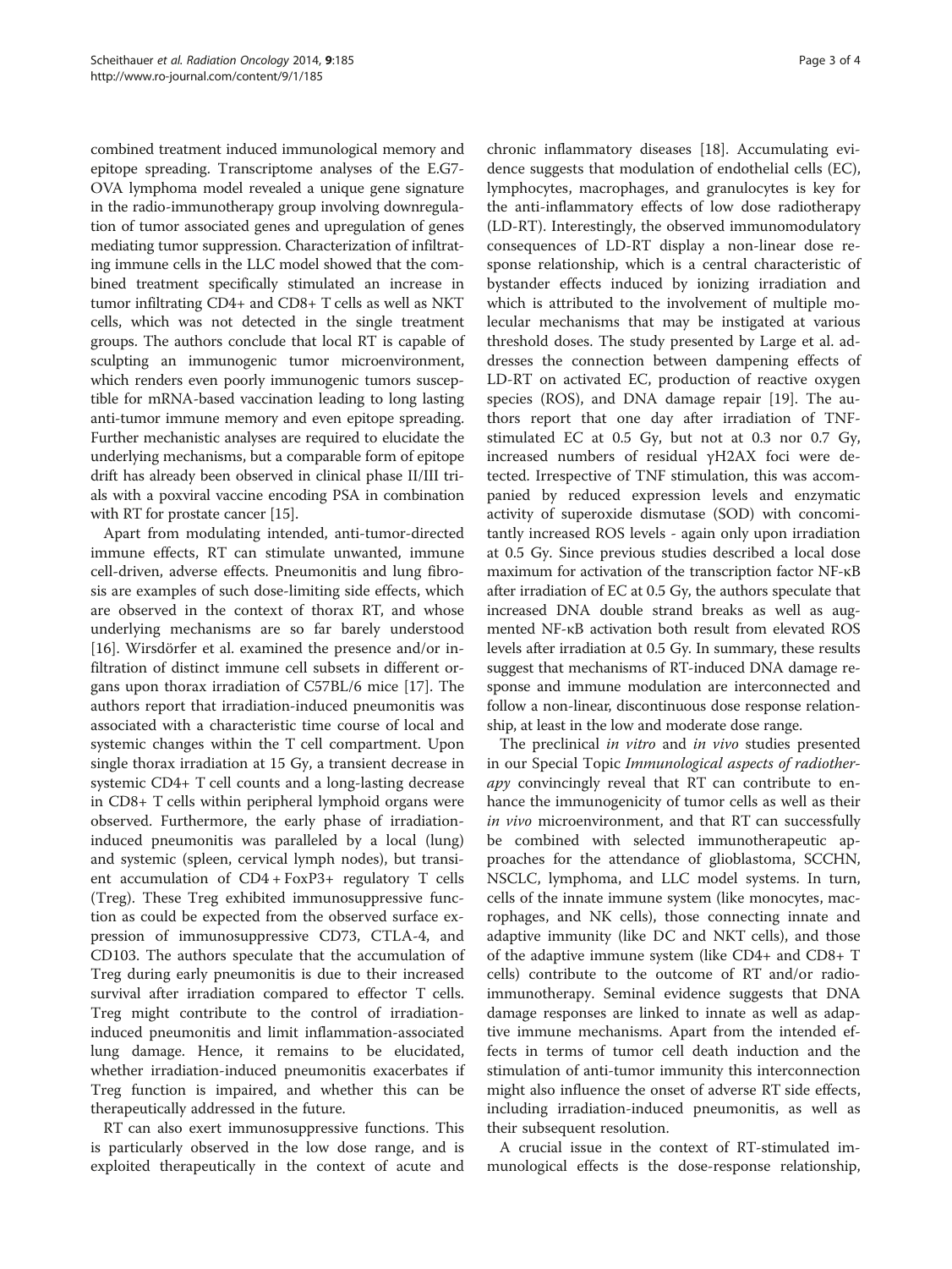combined treatment induced immunological memory and epitope spreading. Transcriptome analyses of the E.G7-OVA lymphoma model revealed a unique gene signature in the radio-immunotherapy group involving downregulation of tumor associated genes and upregulation of genes mediating tumor suppression. Characterization of infiltrating immune cells in the LLC model showed that the combined treatment specifically stimulated an increase in tumor infiltrating CD4+ and CD8+ T cells as well as NKT cells, which was not detected in the single treatment groups. The authors conclude that local RT is capable of sculpting an immunogenic tumor microenvironment, which renders even poorly immunogenic tumors susceptible for mRNA-based vaccination leading to long lasting anti-tumor immune memory and even epitope spreading. Further mechanistic analyses are required to elucidate the underlying mechanisms, but a comparable form of epitope drift has already been observed in clinical phase II/III trials with a poxviral vaccine encoding PSA in combination with RT for prostate cancer [15].

Apart from modulating intended, anti-tumor-directed immune effects, RT can stimulate unwanted, immune cell-driven, adverse effects. Pneumonitis and lung fibrosis are examples of such dose-limiting side effects, which are observed in the context of thorax RT, and whose underlying mechanisms are so far barely understood [16]. Wirsdörfer et al. examined the presence and/or infiltration of distinct immune cell subsets in different organs upon thorax irradiation of C57BL/6 mice [17]. The authors report that irradiation-induced pneumonitis was associated with a characteristic time course of local and systemic changes within the T cell compartment. Upon single thorax irradiation at 15 Gy, a transient decrease in systemic CD4+ T cell counts and a long-lasting decrease in CD8+ T cells within peripheral lymphoid organs were observed. Furthermore, the early phase of irradiation-induced pneumonitis was paralleled by a local (lung) and systemic (spleen, cervical lymph nodes), but transient accumulation of CD4 + FoxP3+ regulatory T cells (Treg). These Treg exhibited immunosuppressive function as could be expected from the observed surface expression of immunosuppressive CD73, CTLA-4, and CD103. The authors speculate that the accumulation of Treg during early pneumonitis is due to their increased survival after irradiation compared to effector T cells. Treg might contribute to the control of irradiation-induced pneumonitis and limit inflammation-associated lung damage. Hence, it remains to be elucidated, whether irradiation-induced pneumonitis exacerbates if Treg function is impaired, and whether this can be therapeutically addressed in the future.

RT can also exert immunosuppressive functions. This is particularly observed in the low dose range, and is exploited therapeutically in the context of acute and chronic inflammatory diseases [18]. Accumulating evidence suggests that modulation of endothelial cells (EC), lymphocytes, macrophages, and granulocytes is key for the anti-inflammatory effects of low dose radiotherapy (LD-RT). Interestingly, the observed immunomodulatory consequences of LD-RT display a non-linear dose response relationship, which is a central characteristic of bystander effects induced by ionizing irradiation and which is attributed to the involvement of multiple molecular mechanisms that may be instigated at various threshold doses. The study presented by Large et al. addresses the connection between dampening effects of LD-RT on activated EC, production of reactive oxygen species (ROS), and DNA damage repair [19]. The authors report that one day after irradiation of TNF-stimulated EC at 0.5 Gy, but not at 0.3 nor 0.7 Gy, increased numbers of residual γH2AX foci were detected. Irrespective of TNF stimulation, this was accompanied by reduced expression levels and enzymatic activity of superoxide dismutase (SOD) with concomitantly increased ROS levels - again only upon irradiation at 0.5 Gy. Since previous studies described a local dose maximum for activation of the transcription factor NF-κB after irradiation of EC at 0.5 Gy, the authors speculate that increased DNA double strand breaks as well as augmented NF-κB activation both result from elevated ROS levels after irradiation at 0.5 Gy. In summary, these results suggest that mechanisms of RT-induced DNA damage response and immune modulation are interconnected and follow a non-linear, discontinuous dose response relationship, at least in the low and moderate dose range.

The preclinical *in vitro* and *in vivo* studies presented in our Special Topic *Immunological aspects of radiotherapy* convincingly reveal that RT can contribute to enhance the immunogenicity of tumor cells as well as their *in vivo* microenvironment, and that RT can successfully be combined with selected immunotherapeutic approaches for the attendance of glioblastoma, SCCHN, NSCLC, lymphoma, and LLC model systems. In turn, cells of the innate immune system (like monocytes, macrophages, and NK cells), those connecting innate and adaptive immunity (like DC and NKT cells), and those of the adaptive immune system (like CD4+ and CD8+ T cells) contribute to the outcome of RT and/or radio-immunotherapy. Seminal evidence suggests that DNA damage responses are linked to innate as well as adaptive immune mechanisms. Apart from the intended effects in terms of tumor cell death induction and the stimulation of anti-tumor immunity this interconnection might also influence the onset of adverse RT side effects, including irradiation-induced pneumonitis, as well as their subsequent resolution.

A crucial issue in the context of RT-stimulated immunological effects is the dose-response relationship,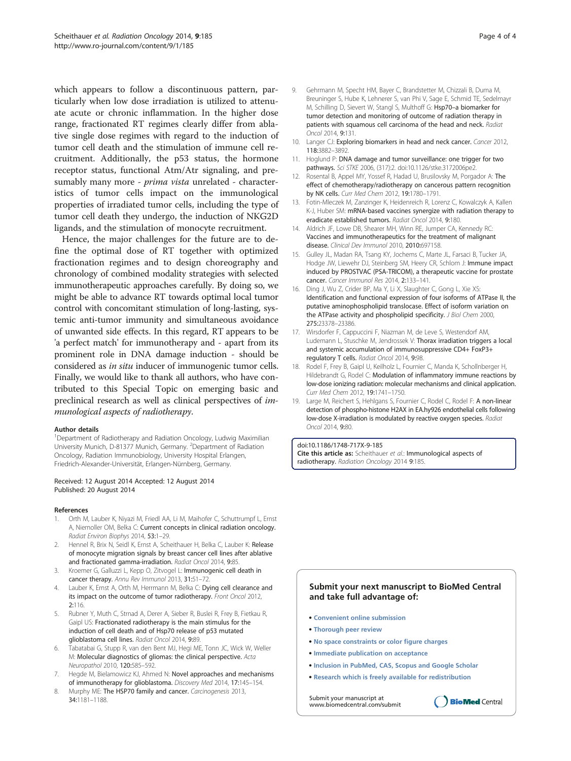which appears to follow a discontinuous pattern, particularly when low dose irradiation is utilized to attenuate acute or chronic inflammation. In the higher dose range, fractionated RT regimes clearly differ from ablative single dose regimes with regard to the induction of tumor cell death and the stimulation of immune cell recruitment. Additionally, the p53 status, the hormone receptor status, functional Atm/Atr signaling, and presumably many more - *prima vista* unrelated - characteristics of tumor cells impact on the immunological properties of irradiated tumor cells, including the type of tumor cell death they undergo, the induction of NKG2D ligands, and the stimulation of monocyte recruitment.

Hence, the major challenges for the future are to define the optimal dose of RT together with optimized fractionation regimes and to design choreography and chronology of combined modality strategies with selected immunotherapeutic approaches carefully. By doing so, we might be able to advance RT towards optimal local tumor control with concomitant stimulation of long-lasting, systemic anti-tumor immunity and simultaneous avoidance of unwanted side effects. In this regard, RT appears to be 'a perfect match' for immunotherapy and - apart from its prominent role in DNA damage induction - should be considered as *in situ* inducer of immunogenic tumor cells. Finally, we would like to thank all authors, who have contributed to this Special Topic on emerging basic and preclinical research as well as clinical perspectives of *immunological aspects of radiotherapy*.

#### Author details

[1]Department of Radiotherapy and Radiation Oncology, Ludwig Maximilian University Munich, D-81377 Munich, Germany. [2]Department of Radiation Oncology, Radiation Immunobiology, University Hospital Erlangen, Friedrich-Alexander-Universität, Erlangen-Nürnberg, Germany.

Received: 12 August 2014 Accepted: 12 August 2014
Published: 20 August 2014

#### References

1. Orth M, Lauber K, Niyazi M, Friedl AA, Li M, Maihofer C, Schuttrumpf L, Ernst A, Niemoller OM, Belka C: **Current concepts in clinical radiation oncology.** *Radiat Environ Biophys* 2014, **53**:1–29.
2. Hennel R, Brix N, Seidl K, Ernst A, Scheithauer H, Belka C, Lauber K: **Release of monocyte migration signals by breast cancer cell lines after ablative and fractionated gamma-irradiation.** *Radiat Oncol* 2014, **9**:85.
3. Kroemer G, Galluzzi L, Kepp O, Zitvogel L: **Immunogenic cell death in cancer therapy.** *Annu Rev Immunol* 2013, **31**:51–72.
4. Lauber K, Ernst A, Orth M, Herrmann M, Belka C: **Dying cell clearance and its impact on the outcome of tumor radiotherapy.** *Front Oncol* 2012, **2**:116.
5. Rubner Y, Muth C, Strnad A, Derer A, Sieber R, Buslei R, Frey B, Fietkau R, Gaipl US: **Fractionated radiotherapy is the main stimulus for the induction of cell death and of Hsp70 release of p53 mutated glioblastoma cell lines.** *Radiat Oncol* 2014, **9**:89.
6. Tabatabai G, Stupp R, van den Bent MJ, Hegi ME, Tonn JC, Wick W, Weller M: **Molecular diagnostics of gliomas: the clinical perspective.** *Acta Neuropathol* 2010, **120**:585–592.
7. Hegde M, Bielamowicz KJ, Ahmed N: **Novel approaches and mechanisms of immunotherapy for glioblastoma.** *Discovery Med* 2014, **17**:145–154.
8. Murphy ME: **The HSP70 family and cancer.** *Carcinogenesis* 2013, **34**:1181–1188.
9. Gehrmann M, Specht HM, Bayer C, Brandstetter M, Chizzali B, Duma M, Breuninger S, Hube K, Lehnerer S, van Phi V, Sage E, Schmid TE, Sedelmayr M, Schilling D, Sievert W, Stangl S, Multhoff G: **Hsp70–a biomarker for tumor detection and monitoring of outcome of radiation therapy in patients with squamous cell carcinoma of the head and neck.** *Radiat Oncol* 2014, **9**:131.
10. Langer CJ: **Exploring biomarkers in head and neck cancer.** *Cancer* 2012, **118**:3882–3892.
11. Hoglund P: **DNA damage and tumor surveillance: one trigger for two pathways.** *Sci STKE* 2006, (317):2. doi:10.1126/stke.3172006pe2.
12. Rosental B, Appel MY, Yossef R, Hadad U, Brusilovsky M, Porgador A: **The effect of chemotherapy/radiotherapy on cancerous pattern recognition by NK cells.** *Curr Med Chem* 2012, **19**:1780–1791.
13. Fotin-Mleczek M, Zanzinger K, Heidenreich R, Lorenz C, Kowalczyk A, Kallen K-J, Huber SM: **mRNA-based vaccines synergize with radiation therapy to eradicate established tumors.** *Radiat Oncol* 2014, **9**:180.
14. Aldrich JF, Lowe DB, Shearer MH, Winn RE, Jumper CA, Kennedy RC: **Vaccines and immunotherapeutics for the treatment of malignant disease.** *Clinical Dev Immunol* 2010, **2010**:697158.
15. Gulley JL, Madan RA, Tsang KY, Jochems C, Marte JL, Farsaci B, Tucker JA, Hodge JW, Liewehr DJ, Steinberg SM, Heery CR, Schlom J: **Immune impact induced by PROSTVAC (PSA-TRICOM), a therapeutic vaccine for prostate cancer.** *Cancer Immunol Res* 2014, **2**:133–141.
16. Ding J, Wu Z, Crider BP, Ma Y, Li X, Slaughter C, Gong L, Xie XS: **Identification and functional expression of four isoforms of ATPase II, the putative aminophospholipid translocase. Effect of isoform variation on the ATPase activity and phospholipid specificity.** *J Biol Chem* 2000, **275**:23378–23386.
17. Wirsdorfer F, Cappuccini F, Niazman M, de Leve S, Westendorf AM, Ludemann L, Stuschke M, Jendrossek V: **Thorax irradiation triggers a local and systemic accumulation of immunosuppressive CD4+ FoxP3+ regulatory T cells.** *Radiat Oncol* 2014, **9**:98.
18. Rodel F, Frey B, Gaipl U, Keilholz L, Fournier C, Manda K, Schollnberger H, Hildebrandt G, Rodel C: **Modulation of inflammatory immune reactions by low-dose ionizing radiation: molecular mechanisms and clinical application.** *Curr Med Chem* 2012, **19**:1741–1750.
19. Large M, Reichert S, Hehlgans S, Fournier C, Rodel C, Rodel F: **A non-linear detection of phospho-histone H2AX in EA.hy926 endothelial cells following low-dose X-irradiation is modulated by reactive oxygen species.** *Radiat Oncol* 2014, **9**:80.

doi:10.1186/1748-717X-9-185
**Cite this article as:** Scheithauer *et al.*: Immunological aspects of radiotherapy. *Radiation Oncology* 2014 **9**:185.

**Submit your next manuscript to BioMed Central and take full advantage of:**

- Convenient online submission
- Thorough peer review
- No space constraints or color figure charges
- Immediate publication on acceptance
- Inclusion in PubMed, CAS, Scopus and Google Scholar
- Research which is freely available for redistribution

Submit your manuscript at
www.biomedcentral.com/submit

BioMed Central